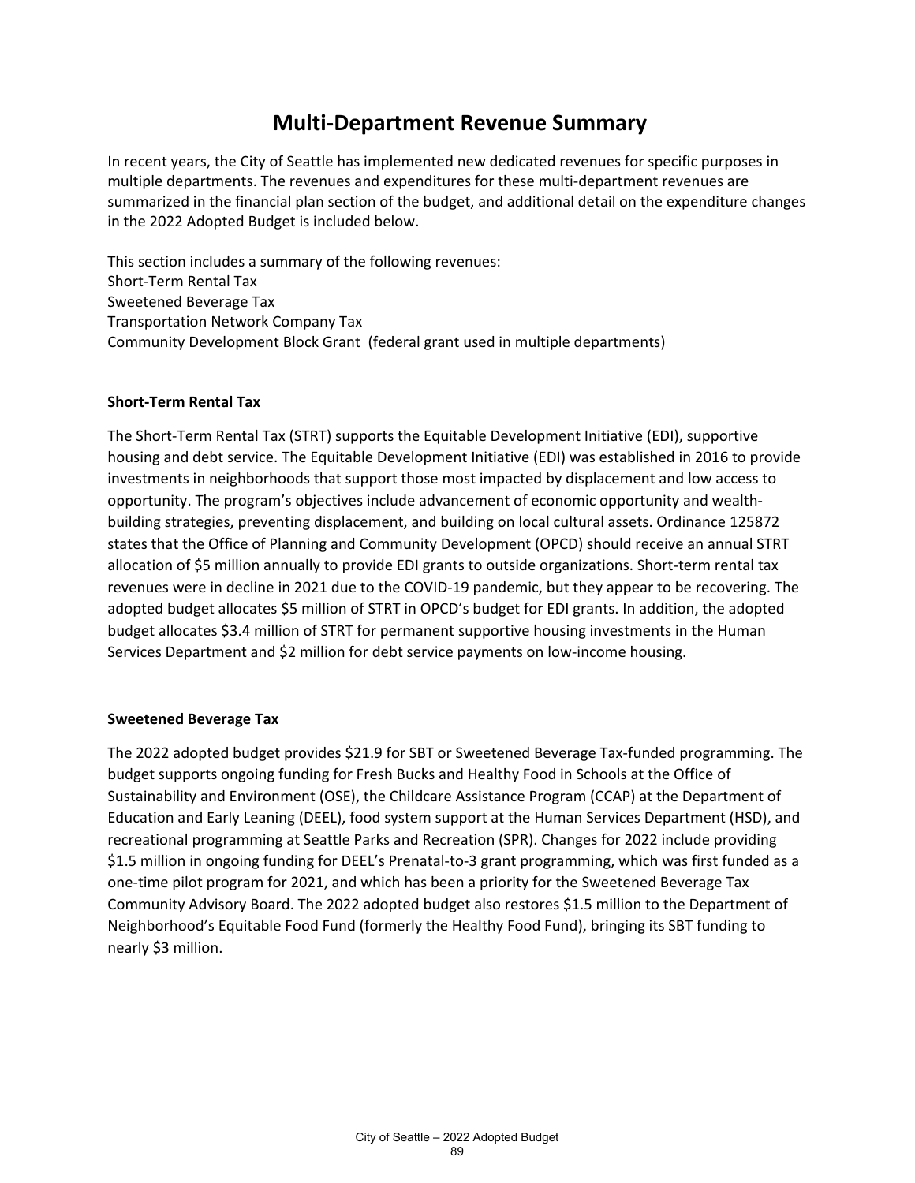# Multi-Department Revenue Summary

In recent years, the City of Seattle has implemented new dedicated revenues for specific purposes in multiple departments. The revenues and expenditures for these multi-department revenues are summarized in the financial plan section of the budget, and additional detail on the expenditure changes in the 2022 Adopted Budget is included below.

This section includes a summary of the following revenues:
Short-Term Rental Tax
Sweetened Beverage Tax
Transportation Network Company Tax
Community Development Block Grant (federal grant used in multiple departments)

**Short-Term Rental Tax**

The Short-Term Rental Tax (STRT) supports the Equitable Development Initiative (EDI), supportive housing and debt service. The Equitable Development Initiative (EDI) was established in 2016 to provide investments in neighborhoods that support those most impacted by displacement and low access to opportunity. The program's objectives include advancement of economic opportunity and wealth-building strategies, preventing displacement, and building on local cultural assets. Ordinance 125872 states that the Office of Planning and Community Development (OPCD) should receive an annual STRT allocation of $5 million annually to provide EDI grants to outside organizations. Short-term rental tax revenues were in decline in 2021 due to the COVID-19 pandemic, but they appear to be recovering. The adopted budget allocates $5 million of STRT in OPCD's budget for EDI grants. In addition, the adopted budget allocates $3.4 million of STRT for permanent supportive housing investments in the Human Services Department and $2 million for debt service payments on low-income housing.

**Sweetened Beverage Tax**

The 2022 adopted budget provides $21.9 for SBT or Sweetened Beverage Tax-funded programming. The budget supports ongoing funding for Fresh Bucks and Healthy Food in Schools at the Office of Sustainability and Environment (OSE), the Childcare Assistance Program (CCAP) at the Department of Education and Early Leaning (DEEL), food system support at the Human Services Department (HSD), and recreational programming at Seattle Parks and Recreation (SPR). Changes for 2022 include providing $1.5 million in ongoing funding for DEEL's Prenatal-to-3 grant programming, which was first funded as a one-time pilot program for 2021, and which has been a priority for the Sweetened Beverage Tax Community Advisory Board. The 2022 adopted budget also restores $1.5 million to the Department of Neighborhood's Equitable Food Fund (formerly the Healthy Food Fund), bringing its SBT funding to nearly $3 million.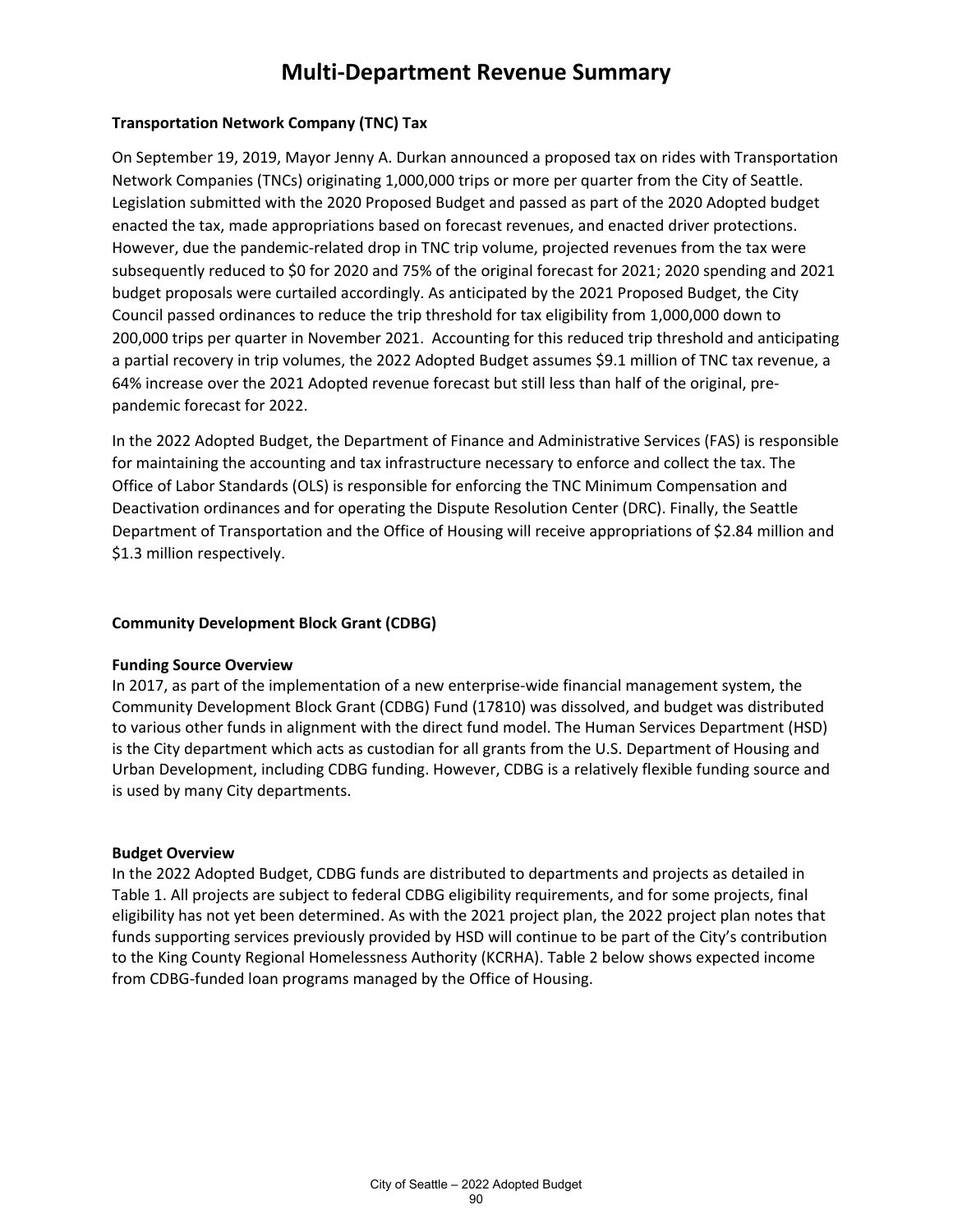# Multi-Department Revenue Summary

**Transportation Network Company (TNC) Tax**

On September 19, 2019, Mayor Jenny A. Durkan announced a proposed tax on rides with Transportation Network Companies (TNCs) originating 1,000,000 trips or more per quarter from the City of Seattle. Legislation submitted with the 2020 Proposed Budget and passed as part of the 2020 Adopted budget enacted the tax, made appropriations based on forecast revenues, and enacted driver protections. However, due the pandemic-related drop in TNC trip volume, projected revenues from the tax were subsequently reduced to $0 for 2020 and 75% of the original forecast for 2021; 2020 spending and 2021 budget proposals were curtailed accordingly. As anticipated by the 2021 Proposed Budget, the City Council passed ordinances to reduce the trip threshold for tax eligibility from 1,000,000 down to 200,000 trips per quarter in November 2021. Accounting for this reduced trip threshold and anticipating a partial recovery in trip volumes, the 2022 Adopted Budget assumes $9.1 million of TNC tax revenue, a 64% increase over the 2021 Adopted revenue forecast but still less than half of the original, pre-pandemic forecast for 2022.

In the 2022 Adopted Budget, the Department of Finance and Administrative Services (FAS) is responsible for maintaining the accounting and tax infrastructure necessary to enforce and collect the tax. The Office of Labor Standards (OLS) is responsible for enforcing the TNC Minimum Compensation and Deactivation ordinances and for operating the Dispute Resolution Center (DRC). Finally, the Seattle Department of Transportation and the Office of Housing will receive appropriations of $2.84 million and $1.3 million respectively.

**Community Development Block Grant (CDBG)**

**Funding Source Overview**

In 2017, as part of the implementation of a new enterprise-wide financial management system, the Community Development Block Grant (CDBG) Fund (17810) was dissolved, and budget was distributed to various other funds in alignment with the direct fund model. The Human Services Department (HSD) is the City department which acts as custodian for all grants from the U.S. Department of Housing and Urban Development, including CDBG funding. However, CDBG is a relatively flexible funding source and is used by many City departments.

**Budget Overview**

In the 2022 Adopted Budget, CDBG funds are distributed to departments and projects as detailed in Table 1. All projects are subject to federal CDBG eligibility requirements, and for some projects, final eligibility has not yet been determined. As with the 2021 project plan, the 2022 project plan notes that funds supporting services previously provided by HSD will continue to be part of the City's contribution to the King County Regional Homelessness Authority (KCRHA). Table 2 below shows expected income from CDBG-funded loan programs managed by the Office of Housing.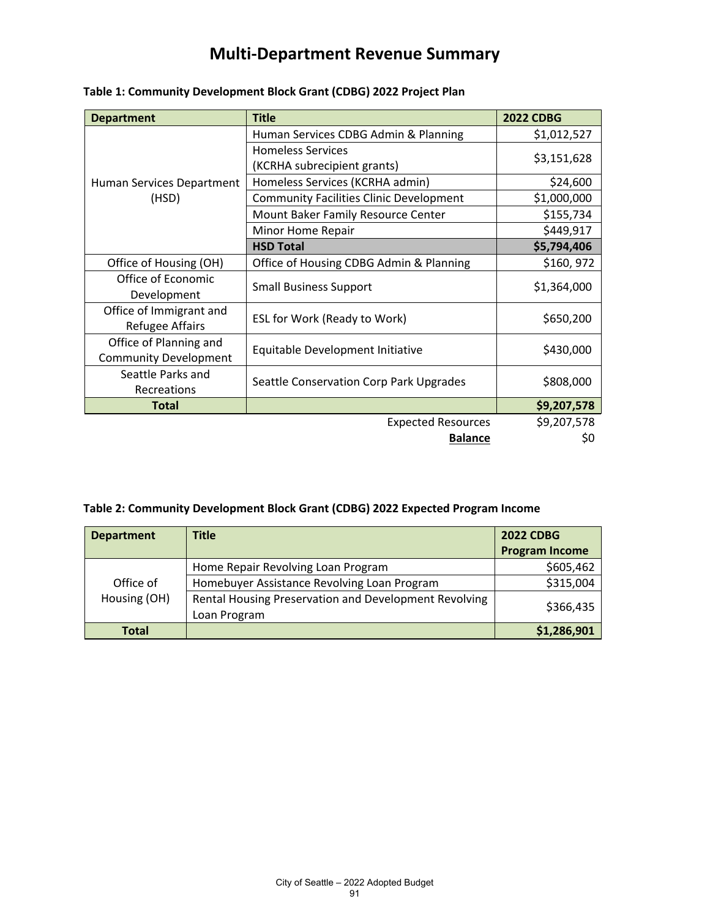# Multi-Department Revenue Summary

**Table 1: Community Development Block Grant (CDBG) 2022 Project Plan**

| Department | Title | 2022 CDBG |
|---|---|---|
| Human Services Department (HSD) | Human Services CDBG Admin & Planning | $1,012,527 |
| | Homeless Services (KCRHA subrecipient grants) | $3,151,628 |
| | Homeless Services (KCRHA admin) | $24,600 |
| | Community Facilities Clinic Development | $1,000,000 |
| | Mount Baker Family Resource Center | $155,734 |
| | Minor Home Repair | $449,917 |
| | **HSD Total** | **$5,794,406** |
| Office of Housing (OH) | Office of Housing CDBG Admin & Planning | $160, 972 |
| Office of Economic Development | Small Business Support | $1,364,000 |
| Office of Immigrant and Refugee Affairs | ESL for Work (Ready to Work) | $650,200 |
| Office of Planning and Community Development | Equitable Development Initiative | $430,000 |
| Seattle Parks and Recreations | Seattle Conservation Corp Park Upgrades | $808,000 |
| **Total** | | **$9,207,578** |
| | Expected Resources | $9,207,578 |
| | **Balance** | $0 |

**Table 2: Community Development Block Grant (CDBG) 2022 Expected Program Income**

| Department | Title | 2022 CDBG Program Income |
|---|---|---|
| Office of Housing (OH) | Home Repair Revolving Loan Program | $605,462 |
| | Homebuyer Assistance Revolving Loan Program | $315,004 |
| | Rental Housing Preservation and Development Revolving Loan Program | $366,435 |
| **Total** | | **$1,286,901** |